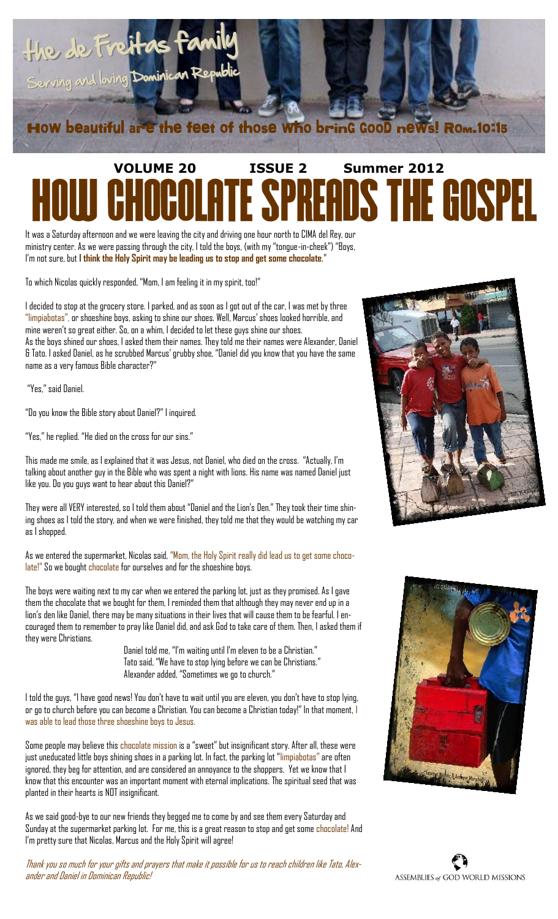# the de Freitas family

Serving and loving Dominican Republic

**How beautiful are the feet of those who bring good news! Rom.10:15**

**VOLUME 20 ISSUE 2 Summer 2012**

# HOW CHOCOLATE SPREADS THE GOSPEL

It was a Saturday afternoon and we were leaving the city and driving one hour north to CIMA del Rey, our ministry center. As we were passing through the city, I told the boys, (with my "tongue-in-cheek") "Boys, I'm not sure, but **I think the Holy Spirit may be leading us to stop and get some chocolate**."

To which Nicolas quickly responded, "Mom, I am feeling it in my spirit, too!"

I decided to stop at the grocery store. I parked, and as soon as I got out of the car, I was met by three "limpiabotas", or shoeshine boys, asking to shine our shoes. Well, Marcus' shoes looked horrible, and mine weren't so great either. So, on a whim, I decided to let these guys shine our shoes.
As the boys shined our shoes, I asked them their names. They told me their names were Alexander, Daniel & Tato. I asked Daniel, as he scrubbed Marcus' grubby shoe, "Daniel did you know that you have the same name as a very famous Bible character?"

"Yes," said Daniel.

"Do you know the Bible story about Daniel?" I inquired.

"Yes," he replied. "He died on the cross for our sins."

This made me smile, as I explained that it was Jesus, not Daniel, who died on the cross. "Actually, I'm talking about another guy in the Bible who was spent a night with lions. His name was named Daniel just like you. Do you guys want to hear about this Daniel?"

They were all VERY interested, so I told them about "Daniel and the Lion's Den." They took their time shining shoes as I told the story, and when we were finished, they told me that they would be watching my car as I shopped.

As we entered the supermarket, Nicolas said, "Mom, the Holy Spirit really did lead us to get some chocolate!" So we bought chocolate for ourselves and for the shoeshine boys.

The boys were waiting next to my car when we entered the parking lot, just as they promised. As I gave them the chocolate that we bought for them, I reminded them that although they may never end up in a lion's den like Daniel, there may be many situations in their lives that will cause them to be fearful. I encouraged them to remember to pray like Daniel did, and ask God to take care of them. Then, I asked them if they were Christians.

Daniel told me, "I'm waiting until I'm eleven to be a Christian."
Tato said, "We have to stop lying before we can be Christians."
Alexander added, "Sometimes we go to church."

I told the guys, "I have good news! You don't have to wait until you are eleven, you don't have to stop lying, or go to church before you can become a Christian. You can become a Christian today!" In that moment, I was able to lead those three shoeshine boys to Jesus.

Some people may believe this chocolate mission is a "sweet" but insignificant story. After all, these were just uneducated little boys shining shoes in a parking lot. In fact, the parking lot "limpiabotas" are often ignored, they beg for attention, and are considered an annoyance to the shoppers. Yet we know that I know that this encounter was an important moment with eternal implications. The spiritual seed that was planted in their hearts is NOT insignificant.

As we said good-bye to our new friends they begged me to come by and see them every Saturday and Sunday at the supermarket parking lot. For me, this is a great reason to stop and get some chocolate! And I'm pretty sure that Nicolas, Marcus and the Holy Spirit will agree!

*Thank you so much for your gifts and prayers that make it possible for us to reach children like Tato, Alexander and Daniel in Dominican Republic!*

ASSEMBLIES of GOD WORLD MISSIONS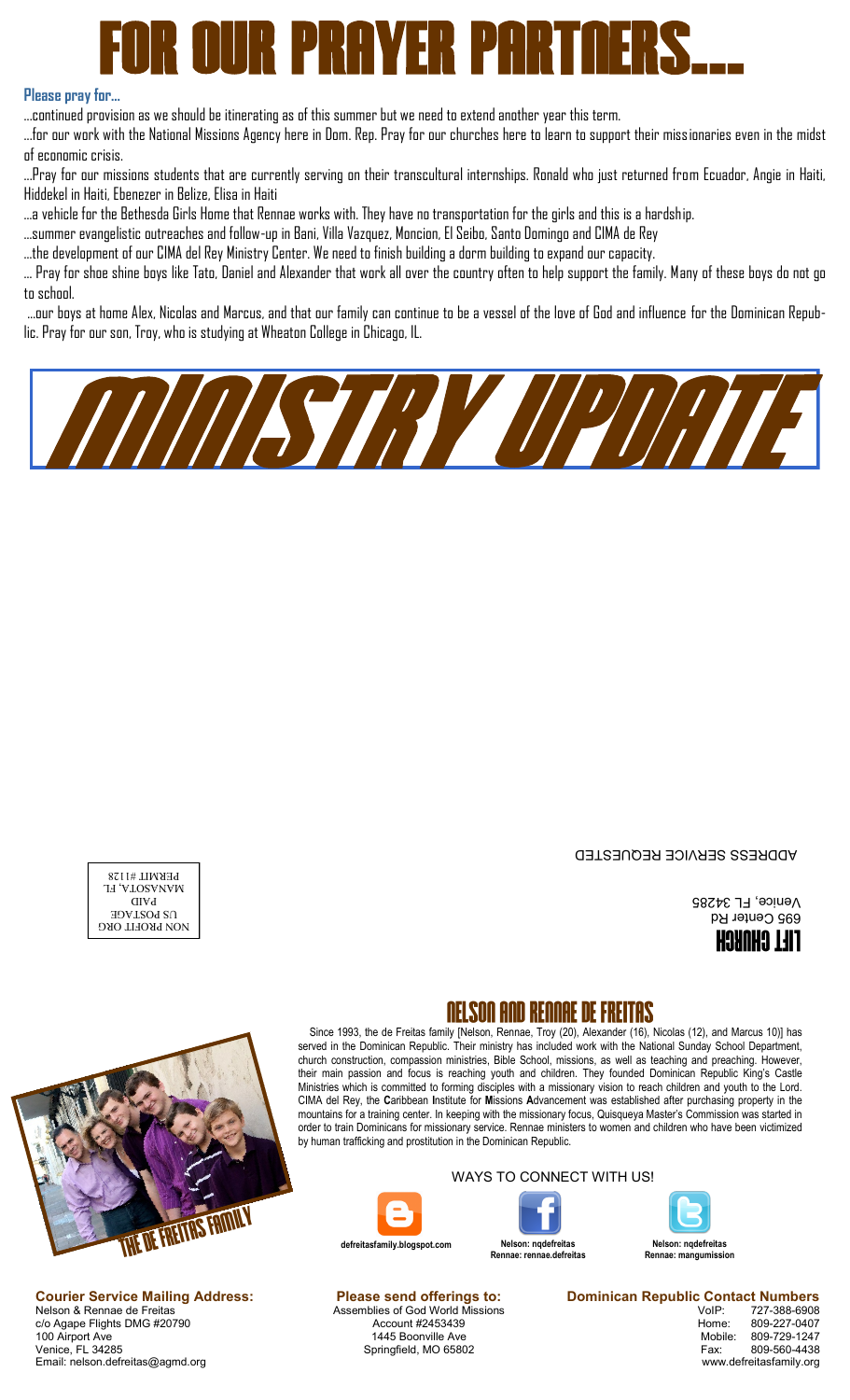# FOR OUR PRAYER PARTNERS....

**Please pray for...**

...continued provision as we should be itinerating as of this summer but we need to extend another year this term.

...for our work with the National Missions Agency here in Dom. Rep. Pray for our churches here to learn to support their missionaries even in the midst of economic crisis.

...Pray for our missions students that are currently serving on their transcultural internships. Ronald who just returned from Ecuador, Angie in Haiti, Hiddekel in Haiti, Ebenezer in Belize, Elisa in Haiti

...a vehicle for the Bethesda Girls Home that Rennae works with. They have no transportation for the girls and this is a hardship.

...summer evangelistic outreaches and follow-up in Bani, Villa Vazquez, Moncion, El Seibo, Santo Domingo and CIMA de Rey

...the development of our CIMA del Rey Ministry Center. We need to finish building a dorm building to expand our capacity.

... Pray for shoe shine boys like Tato, Daniel and Alexander that work all over the country often to help support the family. Many of these boys do not go to school.

...our boys at home Alex, Nicolas and Marcus, and that our family can continue to be a vessel of the love of God and influence for the Dominican Republic. Pray for our son, Troy, who is studying at Wheaton College in Chicago, IL.

# MINISTRY UPDATE

ADDRESS SERVICE REQUESTED

**LIFT CHURCH**
695 Center Rd
Venice, FL 34285

NON PROFIT ORG
US POSTAGE
PAID
MANASOTA, FL
PERMIT #1128

## NELSON AND RENNAE DE FREITAS

Since 1993, the de Freitas family [Nelson, Rennae, Troy (20), Alexander (16), Nicolas (12), and Marcus 10)] has served in the Dominican Republic. Their ministry has included work with the National Sunday School Department, church construction, compassion ministries, Bible School, missions, as well as teaching and preaching. However, their main passion and focus is reaching youth and children. They founded Dominican Republic King's Castle Ministries which is committed to forming disciples with a missionary vision to reach children and youth to the Lord. CIMA del Rey, the **C**aribbean **I**nstitute for **M**issions **A**dvancement was established after purchasing property in the mountains for a training center. In keeping with the missionary focus, Quisqueya Master's Commission was started in order to train Dominicans for missionary service. Rennae ministers to women and children who have been victimized by human trafficking and prostitution in the Dominican Republic.

THE DE FREITAS FAMILY

WAYS TO CONNECT WITH US!

**defreitasfamily.blogspot.com**

**Nelson: nqdefreitas**
**Rennae: rennae.defreitas**

**Nelson: nqdefreitas**
**Rennae: mangumission**

**Courier Service Mailing Address:**
Nelson & Rennae de Freitas
c/o Agape Flights DMG #20790
100 Airport Ave
Venice, FL 34285
Email: nelson.defreitas@agmd.org

**Please send offerings to:**
Assemblies of God World Missions
Account #2453439
1445 Boonville Ave
Springfield, MO 65802

**Dominican Republic Contact Numbers**
VoIP: 727-388-6908
Home: 809-227-0407
Mobile: 809-729-1247
Fax: 809-560-4438
www.defreitasfamily.org